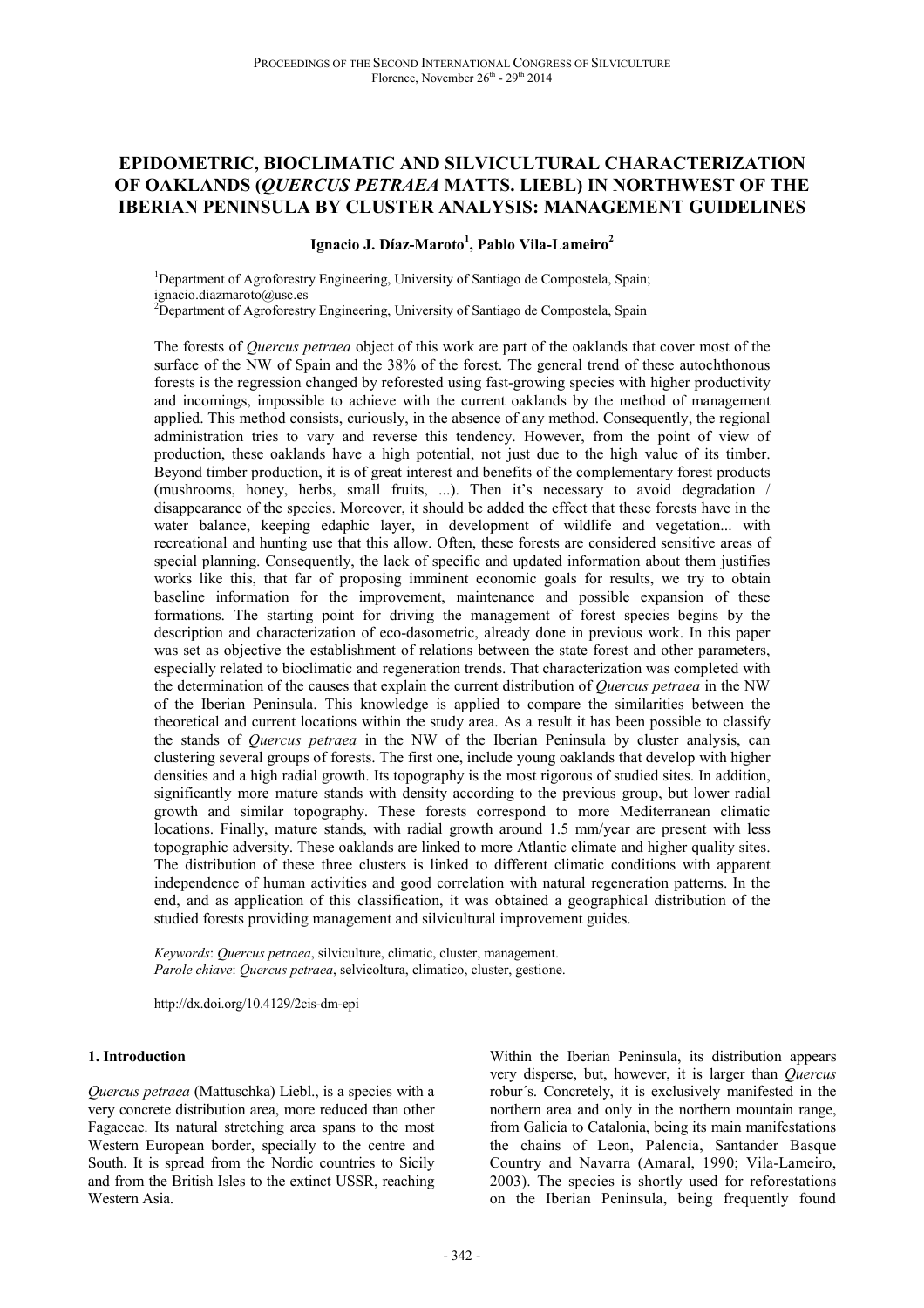# EPIDOMETRIC, BIOCLIMATIC AND SILVICULTURAL CHARACTERIZATION OF OAKLANDS (*QUERCUS PETRAEA* MATTS. LIEBL) IN NORTHWEST OF THE IBERIAN PENINSULA BY CLUSTER ANALYSIS: MANAGEMENT GUIDELINES

**Ignacio J. Díaz-Maroto[1], Pablo Vila-Lameiro[2]**

[1]Department of Agroforestry Engineering, University of Santiago de Compostela, Spain; ignacio.diazmaroto@usc.es
[2]Department of Agroforestry Engineering, University of Santiago de Compostela, Spain

The forests of *Quercus petraea* object of this work are part of the oaklands that cover most of the surface of the NW of Spain and the 38% of the forest. The general trend of these autochthonous forests is the regression changed by reforested using fast-growing species with higher productivity and incomings, impossible to achieve with the current oaklands by the method of management applied. This method consists, curiously, in the absence of any method. Consequently, the regional administration tries to vary and reverse this tendency. However, from the point of view of production, these oaklands have a high potential, not just due to the high value of its timber. Beyond timber production, it is of great interest and benefits of the complementary forest products (mushrooms, honey, herbs, small fruits, ...). Then it's necessary to avoid degradation / disappearance of the species. Moreover, it should be added the effect that these forests have in the water balance, keeping edaphic layer, in development of wildlife and vegetation... with recreational and hunting use that this allow. Often, these forests are considered sensitive areas of special planning. Consequently, the lack of specific and updated information about them justifies works like this, that far of proposing imminent economic goals for results, we try to obtain baseline information for the improvement, maintenance and possible expansion of these formations. The starting point for driving the management of forest species begins by the description and characterization of eco-dasometric, already done in previous work. In this paper was set as objective the establishment of relations between the state forest and other parameters, especially related to bioclimatic and regeneration trends. That characterization was completed with the determination of the causes that explain the current distribution of *Quercus petraea* in the NW of the Iberian Peninsula. This knowledge is applied to compare the similarities between the theoretical and current locations within the study area. As a result it has been possible to classify the stands of *Quercus petraea* in the NW of the Iberian Peninsula by cluster analysis, can clustering several groups of forests. The first one, include young oaklands that develop with higher densities and a high radial growth. Its topography is the most rigorous of studied sites. In addition, significantly more mature stands with density according to the previous group, but lower radial growth and similar topography. These forests correspond to more Mediterranean climatic locations. Finally, mature stands, with radial growth around 1.5 mm/year are present with less topographic adversity. These oaklands are linked to more Atlantic climate and higher quality sites. The distribution of these three clusters is linked to different climatic conditions with apparent independence of human activities and good correlation with natural regeneration patterns. In the end, and as application of this classification, it was obtained a geographical distribution of the studied forests providing management and silvicultural improvement guides.

*Keywords*: *Quercus petraea*, silviculture, climatic, cluster, management.
*Parole chiave*: *Quercus petraea*, selvicoltura, climatico, cluster, gestione.

http://dx.doi.org/10.4129/2cis-dm-epi

## 1. Introduction

*Quercus petraea* (Mattuschka) Liebl., is a species with a very concrete distribution area, more reduced than other Fagaceae. Its natural stretching area spans to the most Western European border, specially to the centre and South. It is spread from the Nordic countries to Sicily and from the British Isles to the extinct USSR, reaching Western Asia.

Within the Iberian Peninsula, its distribution appears very disperse, but, however, it is larger than *Quercus* robur´s. Concretely, it is exclusively manifested in the northern area and only in the northern mountain range, from Galicia to Catalonia, being its main manifestations the chains of Leon, Palencia, Santander Basque Country and Navarra (Amaral, 1990; Vila-Lameiro, 2003). The species is shortly used for reforestations on the Iberian Peninsula, being frequently found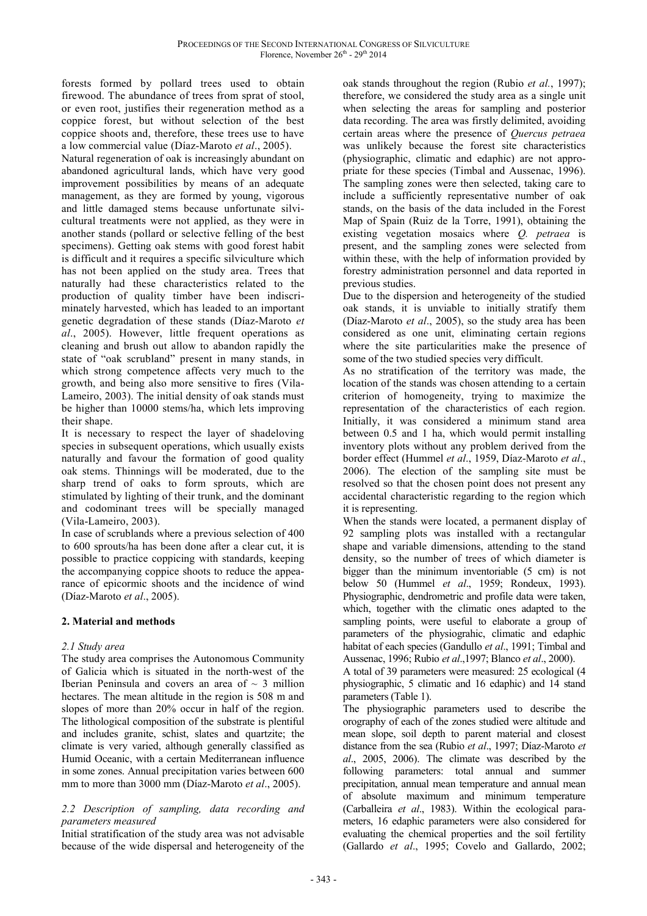forests formed by pollard trees used to obtain firewood. The abundance of trees from sprat of stool, or even root, justifies their regeneration method as a coppice forest, but without selection of the best coppice shoots and, therefore, these trees use to have a low commercial value (Díaz-Maroto *et al*., 2005).

Natural regeneration of oak is increasingly abundant on abandoned agricultural lands, which have very good improvement possibilities by means of an adequate management, as they are formed by young, vigorous and little damaged stems because unfortunate silvicultural treatments were not applied, as they were in another stands (pollard or selective felling of the best specimens). Getting oak stems with good forest habit is difficult and it requires a specific silviculture which has not been applied on the study area. Trees that naturally had these characteristics related to the production of quality timber have been indiscriminately harvested, which has leaded to an important genetic degradation of these stands (Díaz-Maroto *et al*., 2005). However, little frequent operations as cleaning and brush out allow to abandon rapidly the state of "oak scrubland" present in many stands, in which strong competence affects very much to the growth, and being also more sensitive to fires (Vila-Lameiro, 2003). The initial density of oak stands must be higher than 10000 stems/ha, which lets improving their shape.

It is necessary to respect the layer of shadeloving species in subsequent operations, which usually exists naturally and favour the formation of good quality oak stems. Thinnings will be moderated, due to the sharp trend of oaks to form sprouts, which are stimulated by lighting of their trunk, and the dominant and codominant trees will be specially managed (Vila-Lameiro, 2003).

In case of scrublands where a previous selection of 400 to 600 sprouts/ha has been done after a clear cut, it is possible to practice coppicing with standards, keeping the accompanying coppice shoots to reduce the appearance of epicormic shoots and the incidence of wind (Díaz-Maroto *et al*., 2005).

## 2. Material and methods

### *2.1 Study area*

The study area comprises the Autonomous Community of Galicia which is situated in the north-west of the Iberian Peninsula and covers an area of ~ 3 million hectares. The mean altitude in the region is 508 m and slopes of more than 20% occur in half of the region. The lithological composition of the substrate is plentiful and includes granite, schist, slates and quartzite; the climate is very varied, although generally classified as Humid Oceanic, with a certain Mediterranean influence in some zones. Annual precipitation varies between 600 mm to more than 3000 mm (Díaz-Maroto *et al*., 2005).

### *2.2 Description of sampling, data recording and parameters measured*

Initial stratification of the study area was not advisable because of the wide dispersal and heterogeneity of the oak stands throughout the region (Rubio *et al.*, 1997); therefore, we considered the study area as a single unit when selecting the areas for sampling and posterior data recording. The area was firstly delimited, avoiding certain areas where the presence of *Quercus petraea* was unlikely because the forest site characteristics (physiographic, climatic and edaphic) are not appropriate for these species (Timbal and Aussenac, 1996). The sampling zones were then selected, taking care to include a sufficiently representative number of oak stands, on the basis of the data included in the Forest Map of Spain (Ruiz de la Torre, 1991), obtaining the existing vegetation mosaics where *Q. petraea* is present, and the sampling zones were selected from within these, with the help of information provided by forestry administration personnel and data reported in previous studies.

Due to the dispersion and heterogeneity of the studied oak stands, it is unviable to initially stratify them (Díaz-Maroto *et al*., 2005), so the study area has been considered as one unit, eliminating certain regions where the site particularities make the presence of some of the two studied species very difficult.

As no stratification of the territory was made, the location of the stands was chosen attending to a certain criterion of homogeneity, trying to maximize the representation of the characteristics of each region. Initially, it was considered a minimum stand area between 0.5 and 1 ha, which would permit installing inventory plots without any problem derived from the border effect (Hummel *et al*., 1959, Díaz-Maroto *et al*., 2006). The election of the sampling site must be resolved so that the chosen point does not present any accidental characteristic regarding to the region which it is representing.

When the stands were located, a permanent display of 92 sampling plots was installed with a rectangular shape and variable dimensions, attending to the stand density, so the number of trees of which diameter is bigger than the minimum inventoriable (5 cm) is not below 50 (Hummel *et al*., 1959; Rondeux, 1993). Physiographic, dendrometric and profile data were taken, which, together with the climatic ones adapted to the sampling points, were useful to elaborate a group of parameters of the physiograhic, climatic and edaphic habitat of each species (Gandullo *et al*., 1991; Timbal and Aussenac, 1996; Rubio *et al*.,1997; Blanco *et al*., 2000).

A total of 39 parameters were measured: 25 ecological (4 physiographic, 5 climatic and 16 edaphic) and 14 stand parameters (Table 1).

The physiographic parameters used to describe the orography of each of the zones studied were altitude and mean slope, soil depth to parent material and closest distance from the sea (Rubio *et al*., 1997; Díaz-Maroto *et al*., 2005, 2006). The climate was described by the following parameters: total annual and summer precipitation, annual mean temperature and annual mean of absolute maximum and minimum temperature (Carballeira *et al*., 1983). Within the ecological parameters, 16 edaphic parameters were also considered for evaluating the chemical properties and the soil fertility (Gallardo *et al*., 1995; Covelo and Gallardo, 2002;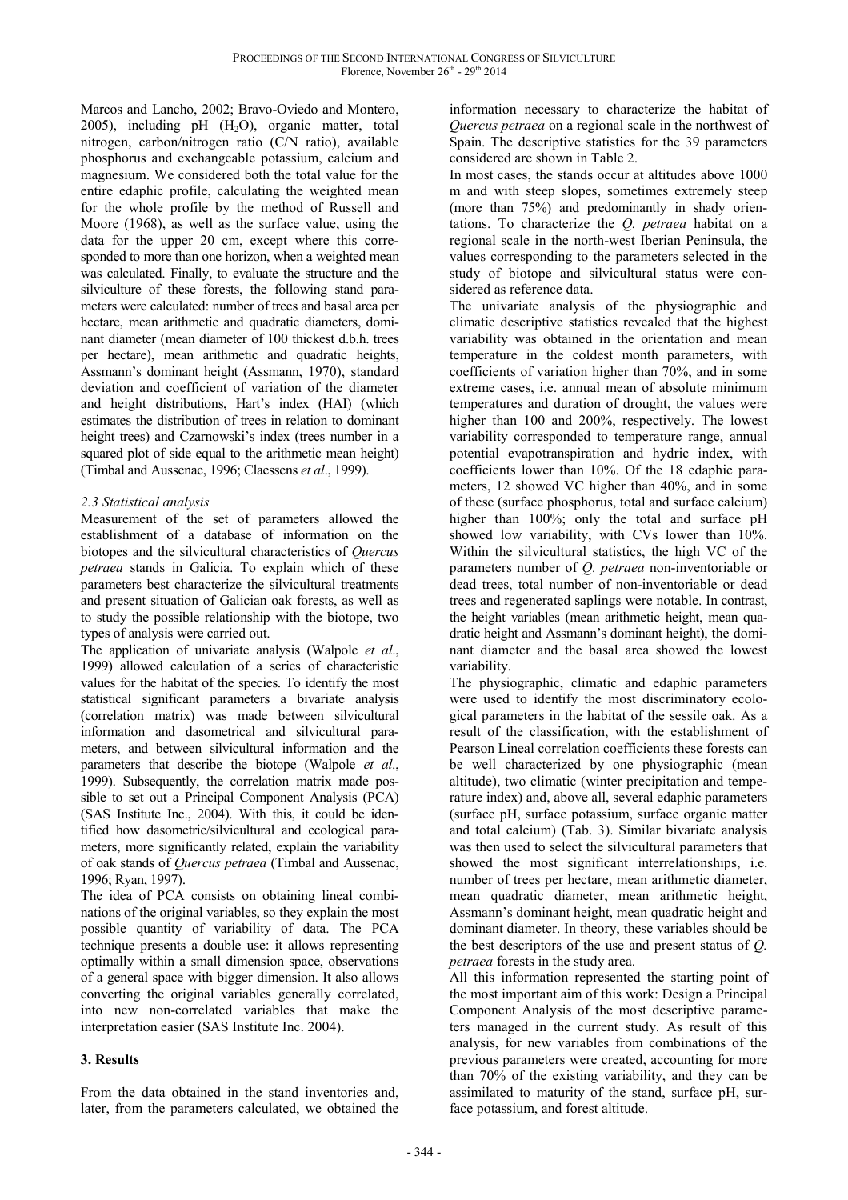Marcos and Lancho, 2002; Bravo-Oviedo and Montero, 2005), including pH ($H_2O$), organic matter, total nitrogen, carbon/nitrogen ratio (C/N ratio), available phosphorus and exchangeable potassium, calcium and magnesium. We considered both the total value for the entire edaphic profile, calculating the weighted mean for the whole profile by the method of Russell and Moore (1968), as well as the surface value, using the data for the upper 20 cm, except where this corresponded to more than one horizon, when a weighted mean was calculated. Finally, to evaluate the structure and the silviculture of these forests, the following stand parameters were calculated: number of trees and basal area per hectare, mean arithmetic and quadratic diameters, dominant diameter (mean diameter of 100 thickest d.b.h. trees per hectare), mean arithmetic and quadratic heights, Assmann's dominant height (Assmann, 1970), standard deviation and coefficient of variation of the diameter and height distributions, Hart's index (HAI) (which estimates the distribution of trees in relation to dominant height trees) and Czarnowski's index (trees number in a squared plot of side equal to the arithmetic mean height) (Timbal and Aussenac, 1996; Claessens *et al*., 1999).

### *2.3 Statistical analysis*

Measurement of the set of parameters allowed the establishment of a database of information on the biotopes and the silvicultural characteristics of *Quercus petraea* stands in Galicia. To explain which of these parameters best characterize the silvicultural treatments and present situation of Galician oak forests, as well as to study the possible relationship with the biotope, two types of analysis were carried out.

The application of univariate analysis (Walpole *et al*., 1999) allowed calculation of a series of characteristic values for the habitat of the species. To identify the most statistical significant parameters a bivariate analysis (correlation matrix) was made between silvicultural information and dasometrical and silvicultural parameters, and between silvicultural information and the parameters that describe the biotope (Walpole *et al*., 1999). Subsequently, the correlation matrix made possible to set out a Principal Component Analysis (PCA) (SAS Institute Inc., 2004). With this, it could be identified how dasometric/silvicultural and ecological parameters, more significantly related, explain the variability of oak stands of *Quercus petraea* (Timbal and Aussenac, 1996; Ryan, 1997).

The idea of PCA consists on obtaining lineal combinations of the original variables, so they explain the most possible quantity of variability of data. The PCA technique presents a double use: it allows representing optimally within a small dimension space, observations of a general space with bigger dimension. It also allows converting the original variables generally correlated, into new non-correlated variables that make the interpretation easier (SAS Institute Inc. 2004).

## 3. Results

From the data obtained in the stand inventories and, later, from the parameters calculated, we obtained the information necessary to characterize the habitat of *Quercus petraea* on a regional scale in the northwest of Spain. The descriptive statistics for the 39 parameters considered are shown in Table 2.

In most cases, the stands occur at altitudes above 1000 m and with steep slopes, sometimes extremely steep (more than 75%) and predominantly in shady orientations. To characterize the *Q. petraea* habitat on a regional scale in the north-west Iberian Peninsula, the values corresponding to the parameters selected in the study of biotope and silvicultural status were considered as reference data.

The univariate analysis of the physiographic and climatic descriptive statistics revealed that the highest variability was obtained in the orientation and mean temperature in the coldest month parameters, with coefficients of variation higher than 70%, and in some extreme cases, i.e. annual mean of absolute minimum temperatures and duration of drought, the values were higher than 100 and 200%, respectively. The lowest variability corresponded to temperature range, annual potential evapotranspiration and hydric index, with coefficients lower than 10%. Of the 18 edaphic parameters, 12 showed VC higher than 40%, and in some of these (surface phosphorus, total and surface calcium) higher than 100%; only the total and surface pH showed low variability, with CVs lower than 10%. Within the silvicultural statistics, the high VC of the parameters number of *Q. petraea* non-inventoriable or dead trees, total number of non-inventoriable or dead trees and regenerated saplings were notable. In contrast, the height variables (mean arithmetic height, mean quadratic height and Assmann's dominant height), the dominant diameter and the basal area showed the lowest variability.

The physiographic, climatic and edaphic parameters were used to identify the most discriminatory ecological parameters in the habitat of the sessile oak. As a result of the classification, with the establishment of Pearson Lineal correlation coefficients these forests can be well characterized by one physiographic (mean altitude), two climatic (winter precipitation and temperature index) and, above all, several edaphic parameters (surface pH, surface potassium, surface organic matter and total calcium) (Tab. 3). Similar bivariate analysis was then used to select the silvicultural parameters that showed the most significant interrelationships, i.e. number of trees per hectare, mean arithmetic diameter, mean quadratic diameter, mean arithmetic height, Assmann's dominant height, mean quadratic height and dominant diameter. In theory, these variables should be the best descriptors of the use and present status of *Q. petraea* forests in the study area.

All this information represented the starting point of the most important aim of this work: Design a Principal Component Analysis of the most descriptive parameters managed in the current study. As result of this analysis, for new variables from combinations of the previous parameters were created, accounting for more than 70% of the existing variability, and they can be assimilated to maturity of the stand, surface pH, surface potassium, and forest altitude.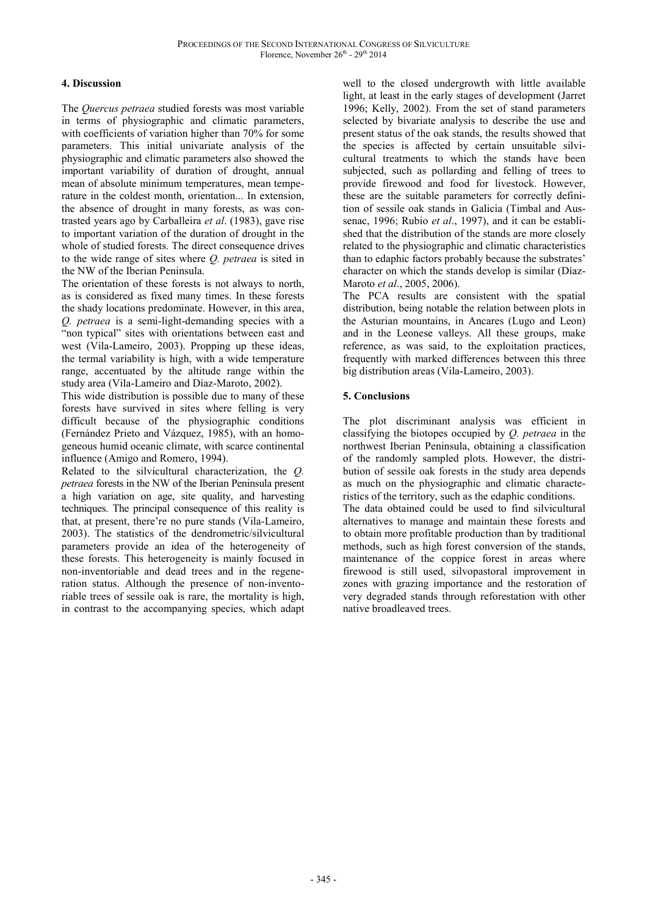## 4. Discussion

The *Quercus petraea* studied forests was most variable in terms of physiographic and climatic parameters, with coefficients of variation higher than 70% for some parameters. This initial univariate analysis of the physiographic and climatic parameters also showed the important variability of duration of drought, annual mean of absolute minimum temperatures, mean temperature in the coldest month, orientation... In extension, the absence of drought in many forests, as was contrasted years ago by Carballeira *et al*. (1983), gave rise to important variation of the duration of drought in the whole of studied forests. The direct consequence drives to the wide range of sites where *Q. petraea* is sited in the NW of the Iberian Peninsula.

The orientation of these forests is not always to north, as is considered as fixed many times. In these forests the shady locations predominate. However, in this area, *Q. petraea* is a semi-light-demanding species with a "non typical" sites with orientations between east and west (Vila-Lameiro, 2003). Propping up these ideas, the termal variability is high, with a wide temperature range, accentuated by the altitude range within the study area (Vila-Lameiro and Díaz-Maroto, 2002).

This wide distribution is possible due to many of these forests have survived in sites where felling is very difficult because of the physiographic conditions (Fernández Prieto and Vázquez, 1985), with an homogeneous humid oceanic climate, with scarce continental influence (Amigo and Romero, 1994).

Related to the silvicultural characterization, the *Q. petraea* forests in the NW of the Iberian Peninsula present a high variation on age, site quality, and harvesting techniques. The principal consequence of this reality is that, at present, there're no pure stands (Vila-Lameiro, 2003). The statistics of the dendrometric/silvicultural parameters provide an idea of the heterogeneity of these forests. This heterogeneity is mainly focused in non-inventoriable and dead trees and in the regeneration status. Although the presence of non-inventoriable trees of sessile oak is rare, the mortality is high, in contrast to the accompanying species, which adapt well to the closed undergrowth with little available light, at least in the early stages of development (Jarret 1996; Kelly, 2002). From the set of stand parameters selected by bivariate analysis to describe the use and present status of the oak stands, the results showed that the species is affected by certain unsuitable silvicultural treatments to which the stands have been subjected, such as pollarding and felling of trees to provide firewood and food for livestock. However, these are the suitable parameters for correctly definition of sessile oak stands in Galicia (Timbal and Aussenac, 1996; Rubio *et al*., 1997), and it can be established that the distribution of the stands are more closely related to the physiographic and climatic characteristics than to edaphic factors probably because the substrates' character on which the stands develop is similar (Díaz-Maroto *et al*., 2005, 2006).

The PCA results are consistent with the spatial distribution, being notable the relation between plots in the Asturian mountains, in Ancares (Lugo and Leon) and in the Leonese valleys. All these groups, make reference, as was said, to the exploitation practices, frequently with marked differences between this three big distribution areas (Vila-Lameiro, 2003).

## 5. Conclusions

The plot discriminant analysis was efficient in classifying the biotopes occupied by *Q. petraea* in the northwest Iberian Peninsula, obtaining a classification of the randomly sampled plots. However, the distribution of sessile oak forests in the study area depends as much on the physiographic and climatic characteristics of the territory, such as the edaphic conditions.

The data obtained could be used to find silvicultural alternatives to manage and maintain these forests and to obtain more profitable production than by traditional methods, such as high forest conversion of the stands, maintenance of the coppice forest in areas where firewood is still used, silvopastoral improvement in zones with grazing importance and the restoration of very degraded stands through reforestation with other native broadleaved trees.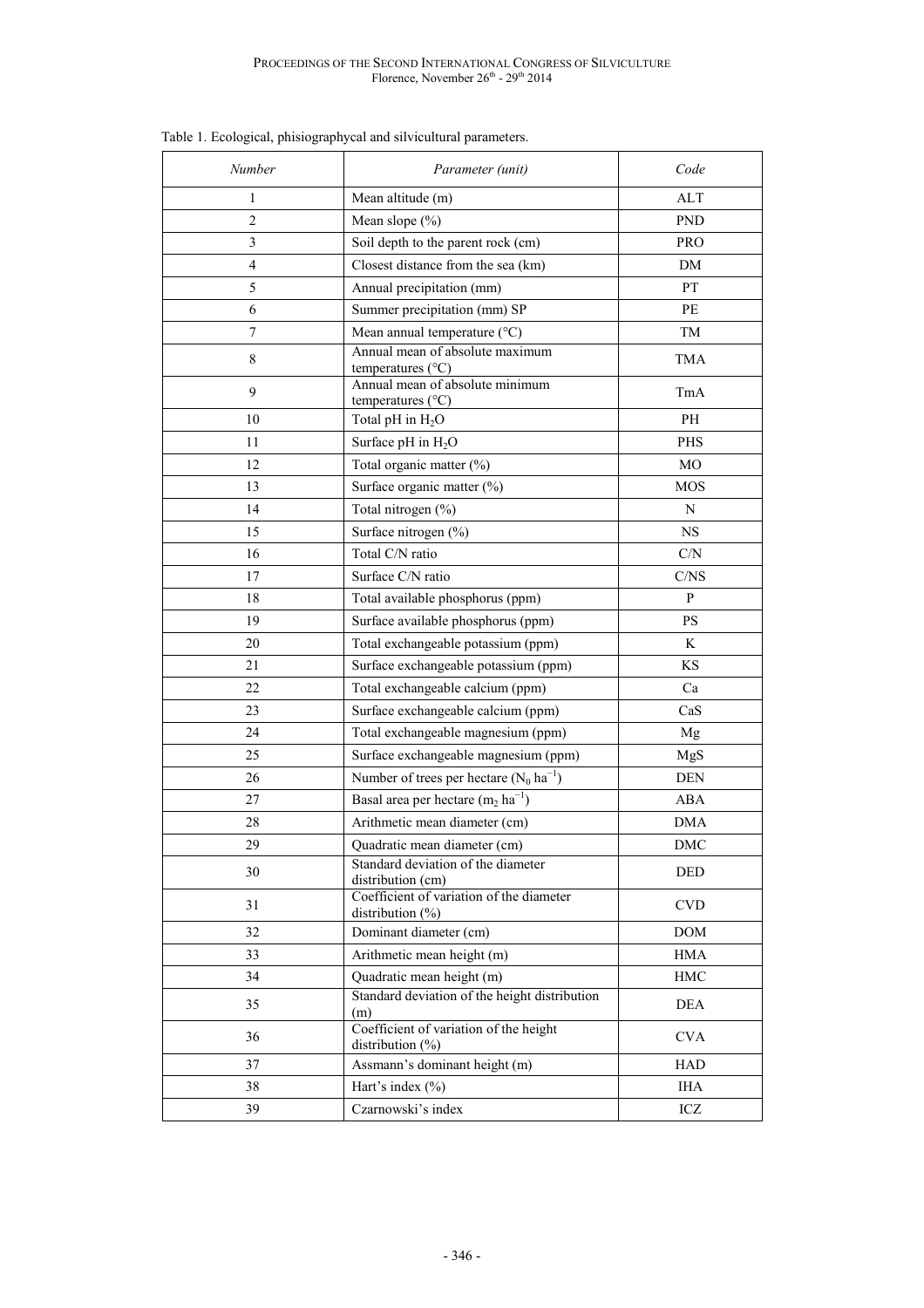Table 1. Ecological, phisiographycal and silvicultural parameters.

| *Number* | *Parameter (unit)* | *Code* |
|---|---|---|
| 1 | Mean altitude (m) | ALT |
| 2 | Mean slope (%) | PND |
| 3 | Soil depth to the parent rock (cm) | PRO |
| 4 | Closest distance from the sea (km) | DM |
| 5 | Annual precipitation (mm) | PT |
| 6 | Summer precipitation (mm) SP | PE |
| 7 | Mean annual temperature (°C) | TM |
| 8 | Annual mean of absolute maximum temperatures (°C) | TMA |
| 9 | Annual mean of absolute minimum temperatures (°C) | TmA |
| 10 | Total pH in $H_2O$ | PH |
| 11 | Surface pH in $H_2O$ | PHS |
| 12 | Total organic matter (%) | MO |
| 13 | Surface organic matter (%) | MOS |
| 14 | Total nitrogen (%) | N |
| 15 | Surface nitrogen (%) | NS |
| 16 | Total C/N ratio | C/N |
| 17 | Surface C/N ratio | C/NS |
| 18 | Total available phosphorus (ppm) | P |
| 19 | Surface available phosphorus (ppm) | PS |
| 20 | Total exchangeable potassium (ppm) | K |
| 21 | Surface exchangeable potassium (ppm) | KS |
| 22 | Total exchangeable calcium (ppm) | Ca |
| 23 | Surface exchangeable calcium (ppm) | CaS |
| 24 | Total exchangeable magnesium (ppm) | Mg |
| 25 | Surface exchangeable magnesium (ppm) | MgS |
| 26 | Number of trees per hectare ($N_0$ $ha^{-1}$) | DEN |
| 27 | Basal area per hectare ($m_2$ $ha^{-1}$) | ABA |
| 28 | Arithmetic mean diameter (cm) | DMA |
| 29 | Quadratic mean diameter (cm) | DMC |
| 30 | Standard deviation of the diameter distribution (cm) | DED |
| 31 | Coefficient of variation of the diameter distribution (%) | CVD |
| 32 | Dominant diameter (cm) | DOM |
| 33 | Arithmetic mean height (m) | HMA |
| 34 | Quadratic mean height (m) | HMC |
| 35 | Standard deviation of the height distribution (m) | DEA |
| 36 | Coefficient of variation of the height distribution (%) | CVA |
| 37 | Assmann's dominant height (m) | HAD |
| 38 | Hart's index (%) | IHA |
| 39 | Czarnowski's index | ICZ |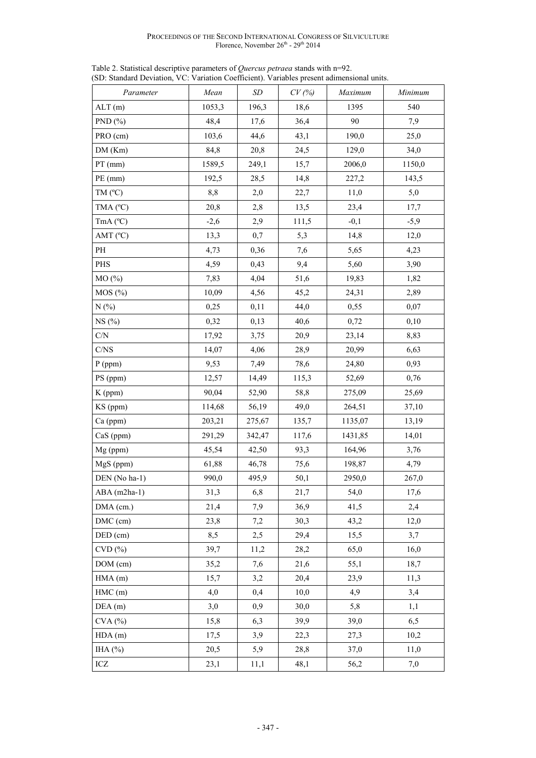Table 2. Statistical descriptive parameters of *Quercus petraea* stands with n=92.
(SD: Standard Deviation, VC: Variation Coefficient). Variables present adimensional units.

| *Parameter* | *Mean* | *SD* | *CV (%)* | *Maximum* | *Minimum* |
|---|---|---|---|---|---|
| ALT (m) | 1053,3 | 196,3 | 18,6 | 1395 | 540 |
| PND (%) | 48,4 | 17,6 | 36,4 | 90 | 7,9 |
| PRO (cm) | 103,6 | 44,6 | 43,1 | 190,0 | 25,0 |
| DM (Km) | 84,8 | 20,8 | 24,5 | 129,0 | 34,0 |
| PT (mm) | 1589,5 | 249,1 | 15,7 | 2006,0 | 1150,0 |
| PE (mm) | 192,5 | 28,5 | 14,8 | 227,2 | 143,5 |
| TM (ºC) | 8,8 | 2,0 | 22,7 | 11,0 | 5,0 |
| TMA (ºC) | 20,8 | 2,8 | 13,5 | 23,4 | 17,7 |
| TmA (ºC) | -2,6 | 2,9 | 111,5 | -0,1 | -5,9 |
| AMT (ºC) | 13,3 | 0,7 | 5,3 | 14,8 | 12,0 |
| PH | 4,73 | 0,36 | 7,6 | 5,65 | 4,23 |
| PHS | 4,59 | 0,43 | 9,4 | 5,60 | 3,90 |
| MO (%) | 7,83 | 4,04 | 51,6 | 19,83 | 1,82 |
| MOS (%) | 10,09 | 4,56 | 45,2 | 24,31 | 2,89 |
| N (%) | 0,25 | 0,11 | 44,0 | 0,55 | 0,07 |
| NS (%) | 0,32 | 0,13 | 40,6 | 0,72 | 0,10 |
| C/N | 17,92 | 3,75 | 20,9 | 23,14 | 8,83 |
| C/NS | 14,07 | 4,06 | 28,9 | 20,99 | 6,63 |
| P (ppm) | 9,53 | 7,49 | 78,6 | 24,80 | 0,93 |
| PS (ppm) | 12,57 | 14,49 | 115,3 | 52,69 | 0,76 |
| K (ppm) | 90,04 | 52,90 | 58,8 | 275,09 | 25,69 |
| KS (ppm) | 114,68 | 56,19 | 49,0 | 264,51 | 37,10 |
| Ca (ppm) | 203,21 | 275,67 | 135,7 | 1135,07 | 13,19 |
| CaS (ppm) | 291,29 | 342,47 | 117,6 | 1431,85 | 14,01 |
| Mg (ppm) | 45,54 | 42,50 | 93,3 | 164,96 | 3,76 |
| MgS (ppm) | 61,88 | 46,78 | 75,6 | 198,87 | 4,79 |
| DEN (No ha-1) | 990,0 | 495,9 | 50,1 | 2950,0 | 267,0 |
| ABA (m2ha-1) | 31,3 | 6,8 | 21,7 | 54,0 | 17,6 |
| DMA (cm.) | 21,4 | 7,9 | 36,9 | 41,5 | 2,4 |
| DMC (cm) | 23,8 | 7,2 | 30,3 | 43,2 | 12,0 |
| DED (cm) | 8,5 | 2,5 | 29,4 | 15,5 | 3,7 |
| CVD (%) | 39,7 | 11,2 | 28,2 | 65,0 | 16,0 |
| DOM (cm) | 35,2 | 7,6 | 21,6 | 55,1 | 18,7 |
| HMA (m) | 15,7 | 3,2 | 20,4 | 23,9 | 11,3 |
| HMC (m) | 4,0 | 0,4 | 10,0 | 4,9 | 3,4 |
| DEA (m) | 3,0 | 0,9 | 30,0 | 5,8 | 1,1 |
| CVA (%) | 15,8 | 6,3 | 39,9 | 39,0 | 6,5 |
| HDA (m) | 17,5 | 3,9 | 22,3 | 27,3 | 10,2 |
| IHA (%) | 20,5 | 5,9 | 28,8 | 37,0 | 11,0 |
| ICZ | 23,1 | 11,1 | 48,1 | 56,2 | 7,0 |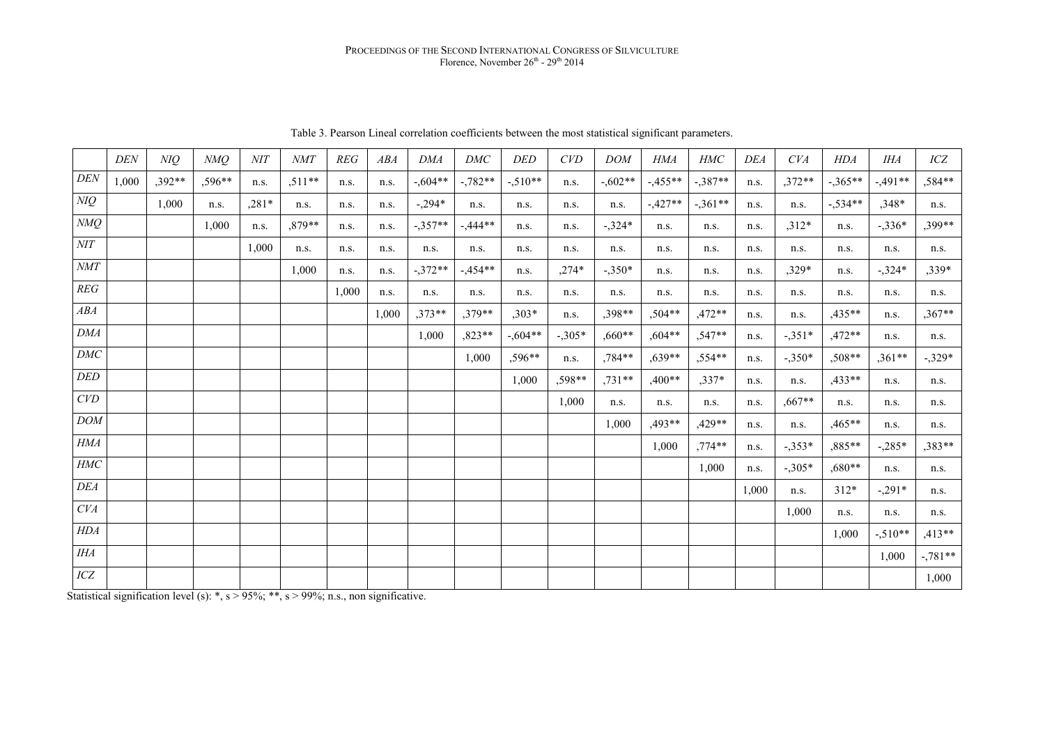Table 3. Pearson Lineal correlation coefficients between the most statistical significant parameters.

| | *DEN* | *NIQ* | *NMQ* | *NIT* | *NMT* | *REG* | *ABA* | *DMA* | *DMC* | *DED* | *CVD* | *DOM* | *HMA* | *HMC* | *DEA* | *CVA* | *HDA* | *IHA* | *ICZ* |
|---|---|---|---|---|---|---|---|---|---|---|---|---|---|---|---|---|---|---|---|
| *DEN* | 1,000 | ,392** | ,596** | n.s. | ,511** | n.s. | n.s. | -,604** | -,782** | -,510** | n.s. | -,602** | -,455** | -,387** | n.s. | ,372** | -,365** | -,491** | ,584** |
| *NIQ* | | 1,000 | n.s. | ,281* | n.s. | n.s. | n.s. | -,294* | n.s. | n.s. | n.s. | n.s. | -,427** | -,361** | n.s. | n.s. | -,534** | ,348* | n.s. |
| *NMQ* | | | 1,000 | n.s. | ,879** | n.s. | n.s. | -,357** | -,444** | n.s. | n.s. | -,324* | n.s. | n.s. | n.s. | ,312* | n.s. | -,336* | ,399** |
| *NIT* | | | | 1,000 | n.s. | n.s. | n.s. | n.s. | n.s. | n.s. | n.s. | n.s. | n.s. | n.s. | n.s. | n.s. | n.s. | n.s. | n.s. |
| *NMT* | | | | | 1,000 | n.s. | n.s. | -,372** | -,454** | n.s. | ,274* | -,350* | n.s. | n.s. | n.s. | ,329* | n.s. | -,324* | ,339* |
| *REG* | | | | | | 1,000 | n.s. | n.s. | n.s. | n.s. | n.s. | n.s. | n.s. | n.s. | n.s. | n.s. | n.s. | n.s. | n.s. |
| *ABA* | | | | | | | 1,000 | ,373** | ,379** | ,303* | n.s. | ,398** | ,504** | ,472** | n.s. | n.s. | ,435** | n.s. | ,367** |
| *DMA* | | | | | | | | 1,000 | ,823** | -,604** | -,305* | ,660** | ,604** | ,547** | n.s. | -,351* | ,472** | n.s. | n.s. |
| *DMC* | | | | | | | | | 1,000 | ,596** | n.s. | ,784** | ,639** | ,554** | n.s. | -,350* | ,508** | ,361** | -,329* |
| *DED* | | | | | | | | | | 1,000 | ,598** | ,731** | ,400** | ,337* | n.s. | n.s. | ,433** | n.s. | n.s. |
| *CVD* | | | | | | | | | | | 1,000 | n.s. | n.s. | n.s. | n.s. | ,667** | n.s. | n.s. | n.s. |
| *DOM* | | | | | | | | | | | | 1,000 | ,493** | ,429** | n.s. | n.s. | ,465** | n.s. | n.s. |
| *HMA* | | | | | | | | | | | | | 1,000 | ,774** | n.s. | -,353* | ,885** | -,285* | ,383** |
| *HMC* | | | | | | | | | | | | | | 1,000 | n.s. | -,305* | ,680** | n.s. | n.s. |
| *DEA* | | | | | | | | | | | | | | | 1,000 | n.s. | 312* | -,291* | n.s. |
| *CVA* | | | | | | | | | | | | | | | | 1,000 | n.s. | n.s. | n.s. |
| *HDA* | | | | | | | | | | | | | | | | | 1,000 | -,510** | ,413** |
| *IHA* | | | | | | | | | | | | | | | | | | 1,000 | -,781** |
| *ICZ* | | | | | | | | | | | | | | | | | | | 1,000 |

Statistical signification level (s): *, s > 95%; **, s > 99%; n.s., non significative.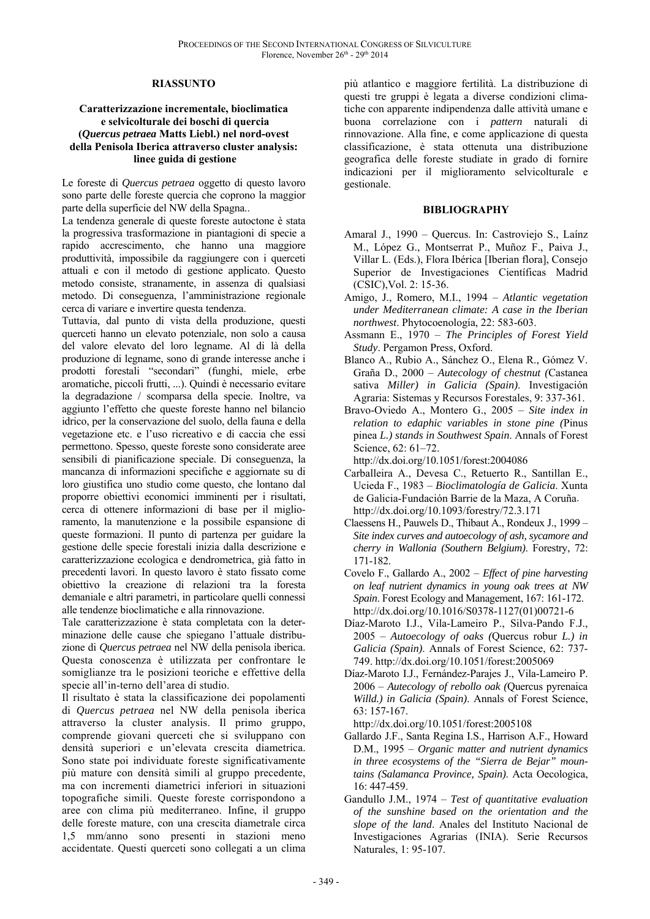## RIASSUNTO

### Caratterizzazione incrementale, bioclimatica e selvicolturale dei boschi di quercia (*Quercus petraea* Matts Liebl.) nel nord-ovest della Penisola Iberica attraverso cluster analysis: linee guida di gestione

Le foreste di *Quercus petraea* oggetto di questo lavoro sono parte delle foreste quercia che coprono la maggior parte della superficie del NW della Spagna..

La tendenza generale di queste foreste autoctone è stata la progressiva trasformazione in piantagioni di specie a rapido accrescimento, che hanno una maggiore produttività, impossibile da raggiungere con i querceti attuali e con il metodo di gestione applicato. Questo metodo consiste, stranamente, in assenza di qualsiasi metodo. Di conseguenza, l'amministrazione regionale cerca di variare e invertire questa tendenza.

Tuttavia, dal punto di vista della produzione, questi querceti hanno un elevato potenziale, non solo a causa del valore elevato del loro legname. Al di là della produzione di legname, sono di grande interesse anche i prodotti forestali "secondari" (funghi, miele, erbe aromatiche, piccoli frutti, ...). Quindi è necessario evitare la degradazione / scomparsa della specie. Inoltre, va aggiunto l'effetto che queste foreste hanno nel bilancio idrico, per la conservazione del suolo, della fauna e della vegetazione etc. e l'uso ricreativo e di caccia che essi permettono. Spesso, queste foreste sono considerate aree sensibili di pianificazione speciale. Di conseguenza, la mancanza di informazioni specifiche e aggiornate su di loro giustifica uno studio come questo, che lontano dal proporre obiettivi economici imminenti per i risultati, cerca di ottenere informazioni di base per il miglioramento, la manutenzione e la possibile espansione di queste formazioni. Il punto di partenza per guidare la gestione delle specie forestali inizia dalla descrizione e caratterizzazione ecologica e dendrometrica, già fatto in precedenti lavori. In questo lavoro è stato fissato come obiettivo la creazione di relazioni tra la foresta demaniale e altri parametri, in particolare quelli connessi alle tendenze bioclimatiche e alla rinnovazione.

Tale caratterizzazione è stata completata con la determinazione delle cause che spiegano l'attuale distribuzione di *Quercus petraea* nel NW della penisola iberica. Questa conoscenza è utilizzata per confrontare le somiglianze tra le posizioni teoriche e effettive della specie all'in-terno dell'area di studio.

Il risultato è stata la classificazione dei popolamenti di *Quercus petraea* nel NW della penisola iberica attraverso la cluster analysis. Il primo gruppo, comprende giovani querceti che si sviluppano con densità superiori e un'elevata crescita diametrica. Sono state poi individuate foreste significativamente più mature con densità simili al gruppo precedente, ma con incrementi diametrici inferiori in situazioni topografiche simili. Queste foreste corrispondono a aree con clima più mediterraneo. Infine, il gruppo delle foreste mature, con una crescita diametrale circa 1,5 mm/anno sono presenti in stazioni meno accidentate. Questi querceti sono collegati a un clima più atlantico e maggiore fertilità. La distribuzione di questi tre gruppi è legata a diverse condizioni climatiche con apparente indipendenza dalle attività umane e buona correlazione con i *pattern* naturali di rinnovazione. Alla fine, e come applicazione di questa classificazione, è stata ottenuta una distribuzione geografica delle foreste studiate in grado di fornire indicazioni per il miglioramento selvicolturale e gestionale.

## BIBLIOGRAPHY

- Amaral J., 1990 – Quercus. In: Castroviejo S., Laínz M., López G., Montserrat P., Muñoz F., Paiva J., Villar L. (Eds.), Flora Ibérica [Iberian flora], Consejo Superior de Investigaciones Científicas Madrid (CSIC),Vol. 2: 15-36.
- Amigo, J., Romero, M.I., 1994 – *Atlantic vegetation under Mediterranean climate: A case in the Iberian northwest*. Phytocoenología, 22: 583-603.
- Assmann E., 1970 – *The Principles of Forest Yield Study*. Pergamon Press, Oxford.
- Blanco A., Rubio A., Sánchez O., Elena R., Gómez V. Graña D., 2000 – *Autecology of chestnut (*Castanea sativa *Miller) in Galicia (Spain)*. Investigación Agraria: Sistemas y Recursos Forestales, 9: 337-361.
- Bravo-Oviedo A., Montero G., 2005 – *Site index in relation to edaphic variables in stone pine (*Pinus pinea *L.) stands in Southwest Spain*. Annals of Forest Science, 62: 61–72. http://dx.doi.org/10.1051/forest:2004086
- Carballeira A., Devesa C., Retuerto R., Santillan E., Ucieda F., 1983 – *Bioclimatología de Galicia*. Xunta de Galicia-Fundación Barrie de la Maza, A Coruña. http://dx.doi.org/10.1093/forestry/72.3.171
- Claessens H., Pauwels D., Thibaut A., Rondeux J., 1999 – *Site index curves and autoecology of ash, sycamore and cherry in Wallonia (Southern Belgium)*. Forestry, 72: 171-182.
- Covelo F., Gallardo A., 2002 – *Effect of pine harvesting on leaf nutrient dynamics in young oak trees at NW Spain*. Forest Ecology and Management, 167: 161-172. http://dx.doi.org/10.1016/S0378-1127(01)00721-6
- Díaz-Maroto I.J., Vila-Lameiro P., Silva-Pando F.J., 2005 – *Autoecology of oaks (*Quercus robur *L.) in Galicia (Spain)*. Annals of Forest Science, 62: 737-749. http://dx.doi.org/10.1051/forest:2005069
- Díaz-Maroto I.J., Fernández-Parajes J., Vila-Lameiro P. 2006 – *Autecology of rebollo oak (*Quercus pyrenaica *Willd.) in Galicia (Spain)*. Annals of Forest Science, 63: 157-167. http://dx.doi.org/10.1051/forest:2005108
- Gallardo J.F., Santa Regina I.S., Harrison A.F., Howard D.M., 1995 – *Organic matter and nutrient dynamics in three ecosystems of the "Sierra de Bejar" mountains (Salamanca Province, Spain)*. Acta Oecologica, 16: 447-459.
- Gandullo J.M., 1974 – *Test of quantitative evaluation of the sunshine based on the orientation and the slope of the land*. Anales del Instituto Nacional de Investigaciones Agrarias (INIA). Serie Recursos Naturales, 1: 95-107.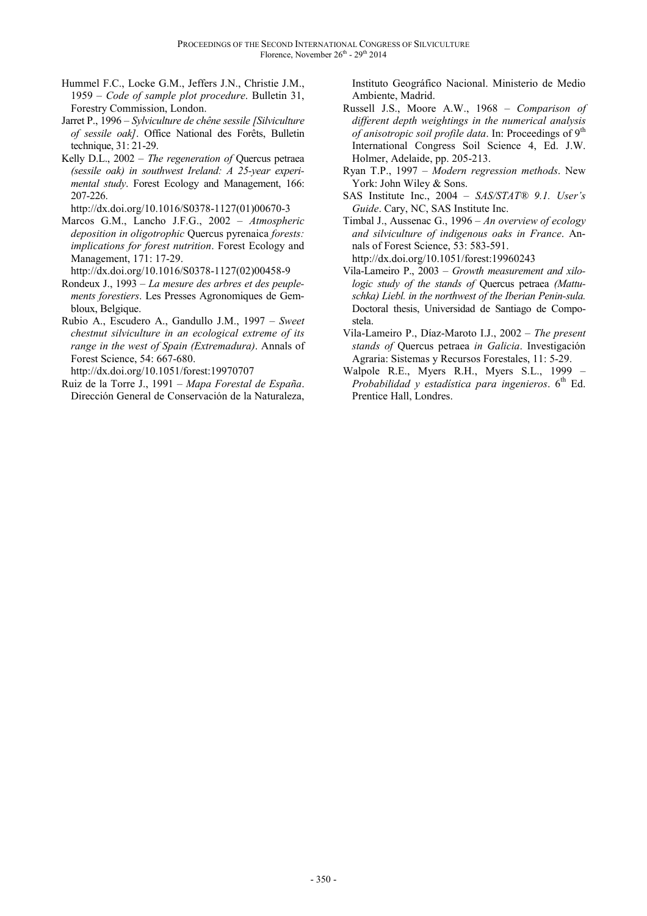Hummel F.C., Locke G.M., Jeffers J.N., Christie J.M., 1959 – *Code of sample plot procedure*. Bulletin 31, Forestry Commission, London.

Jarret P., 1996 – *Sylviculture de chêne sessile [Silviculture of sessile oak]*. Office National des Forêts, Bulletin technique, 31: 21-29.

Kelly D.L., 2002 – *The regeneration of* Quercus petraea *(sessile oak) in southwest Ireland: A 25-year experimental study*. Forest Ecology and Management, 166: 207-226.
http://dx.doi.org/10.1016/S0378-1127(01)00670-3

Marcos G.M., Lancho J.F.G., 2002 – *Atmospheric deposition in oligotrophic* Quercus pyrenaica *forests: implications for forest nutrition*. Forest Ecology and Management, 171: 17-29.
http://dx.doi.org/10.1016/S0378-1127(02)00458-9

Rondeux J., 1993 – *La mesure des arbres et des peuplements forestiers*. Les Presses Agronomiques de Gembloux, Belgique.

Rubio A., Escudero A., Gandullo J.M., 1997 – *Sweet chestnut silviculture in an ecological extreme of its range in the west of Spain (Extremadura)*. Annals of Forest Science, 54: 667-680.
http://dx.doi.org/10.1051/forest:19970707

Ruiz de la Torre J., 1991 – *Mapa Forestal de España*. Dirección General de Conservación de la Naturaleza, Instituto Geográfico Nacional. Ministerio de Medio Ambiente, Madrid.

Russell J.S., Moore A.W., 1968 – *Comparison of different depth weightings in the numerical analysis of anisotropic soil profile data*. In: Proceedings of 9th International Congress Soil Science 4, Ed. J.W. Holmer, Adelaide, pp. 205-213.

Ryan T.P., 1997 – *Modern regression methods*. New York: John Wiley & Sons.

SAS Institute Inc., 2004 – *SAS/STAT® 9.1. User's Guide*. Cary, NC, SAS Institute Inc.

Timbal J., Aussenac G., 1996 – *An overview of ecology and silviculture of indigenous oaks in France*. Annals of Forest Science, 53: 583-591.
http://dx.doi.org/10.1051/forest:19960243

Vila-Lameiro P., 2003 – *Growth measurement and xilologic study of the stands of* Quercus petraea *(Mattuschka) Liebl. in the northwest of the Iberian Penin-sula.* Doctoral thesis, Universidad de Santiago de Compostela.

Vila-Lameiro P., Díaz-Maroto I.J., 2002 – *The present stands of* Quercus petraea *in Galicia*. Investigación Agraria: Sistemas y Recursos Forestales, 11: 5-29.

Walpole R.E., Myers R.H., Myers S.L., 1999 – *Probabilidad y estadística para ingenieros*. 6th Ed. Prentice Hall, Londres.